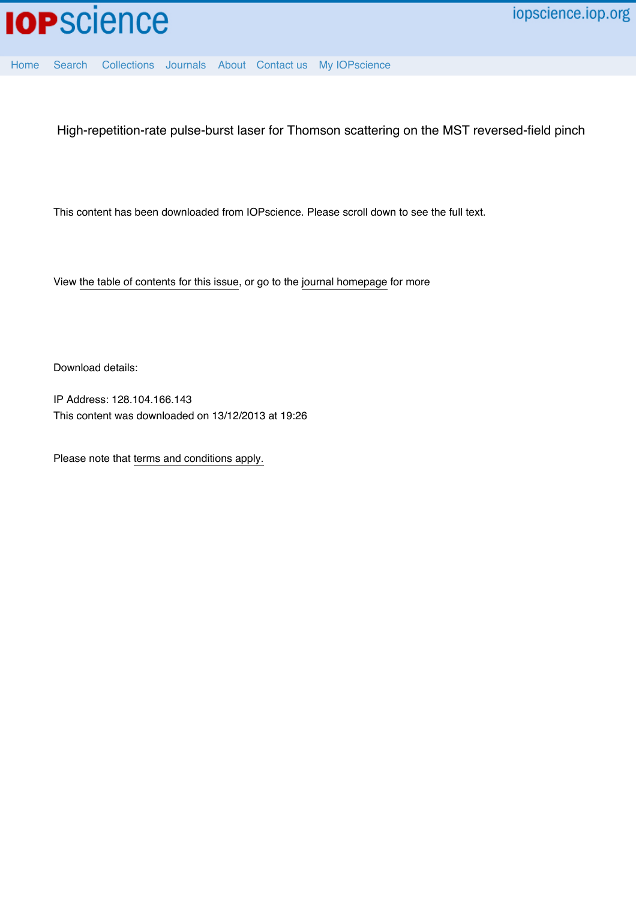High-repetition-rate pulse-burst laser for Thomson scattering on the MST reversed-field pinch

This content has been downloaded from IOPscience. Please scroll down to see the full text.

View the table of contents for this issue, or go to the journal homepage for more

Download details:

IP Address: 128.104.166.143
This content was downloaded on 13/12/2013 at 19:26

Please note that terms and conditions apply.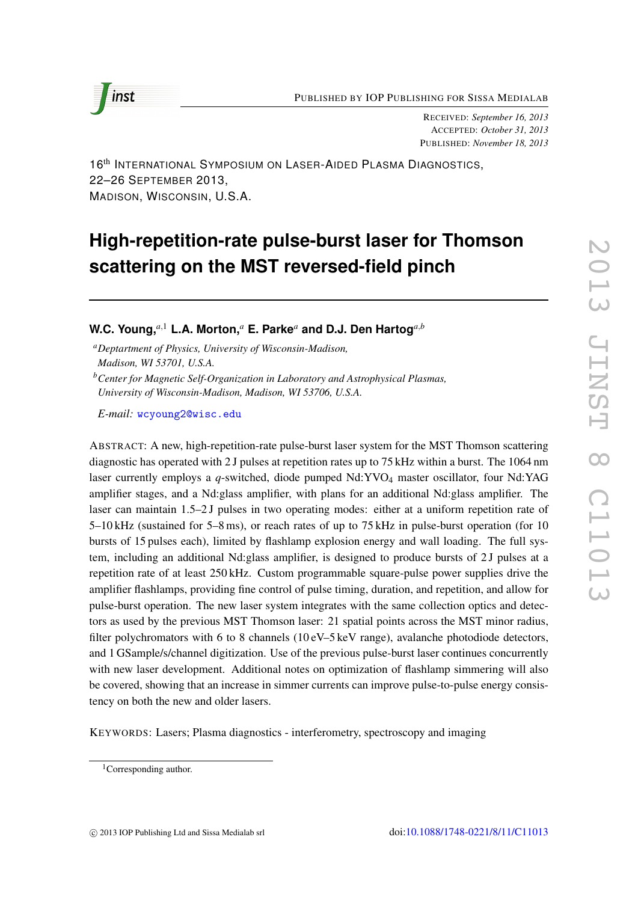PUBLISHED BY IOP PUBLISHING FOR SISSA MEDIALAB

RECEIVED: *September 16, 2013*
ACCEPTED: *October 31, 2013*
PUBLISHED: *November 18, 2013*

16th INTERNATIONAL SYMPOSIUM ON LASER-AIDED PLASMA DIAGNOSTICS,
22–26 SEPTEMBER 2013,
MADISON, WISCONSIN, U.S.A.

# High-repetition-rate pulse-burst laser for Thomson scattering on the MST reversed-field pinch

**W.C. Young,**[a,1] **L.A. Morton,**[a] **E. Parke**[a] **and D.J. Den Hartog**[a,b]

[a] *Deptartment of Physics, University of Wisconsin-Madison, Madison, WI 53701, U.S.A.*

[b] *Center for Magnetic Self-Organization in Laboratory and Astrophysical Plasmas, University of Wisconsin-Madison, Madison, WI 53706, U.S.A.*

*E-mail:* wcyoung2@wisc.edu

ABSTRACT: A new, high-repetition-rate pulse-burst laser system for the MST Thomson scattering diagnostic has operated with 2 J pulses at repetition rates up to 75 kHz within a burst. The 1064 nm laser currently employs a *q*-switched, diode pumped Nd:$YVO_4$ master oscillator, four Nd:YAG amplifier stages, and a Nd:glass amplifier, with plans for an additional Nd:glass amplifier. The laser can maintain 1.5–2 J pulses in two operating modes: either at a uniform repetition rate of 5–10 kHz (sustained for 5–8 ms), or reach rates of up to 75 kHz in pulse-burst operation (for 10 bursts of 15 pulses each), limited by flashlamp explosion energy and wall loading. The full system, including an additional Nd:glass amplifier, is designed to produce bursts of 2 J pulses at a repetition rate of at least 250 kHz. Custom programmable square-pulse power supplies drive the amplifier flashlamps, providing fine control of pulse timing, duration, and repetition, and allow for pulse-burst operation. The new laser system integrates with the same collection optics and detectors as used by the previous MST Thomson laser: 21 spatial points across the MST minor radius, filter polychromators with 6 to 8 channels (10 eV–5 keV range), avalanche photodiode detectors, and 1 GSample/s/channel digitization. Use of the previous pulse-burst laser continues concurrently with new laser development. Additional notes on optimization of flashlamp simmering will also be covered, showing that an increase in simmer currents can improve pulse-to-pulse energy consistency on both the new and older lasers.

KEYWORDS: Lasers; Plasma diagnostics - interferometry, spectroscopy and imaging

[1] Corresponding author.

© 2013 IOP Publishing Ltd and Sissa Medialab srl doi:10.1088/1748-0221/8/11/C11013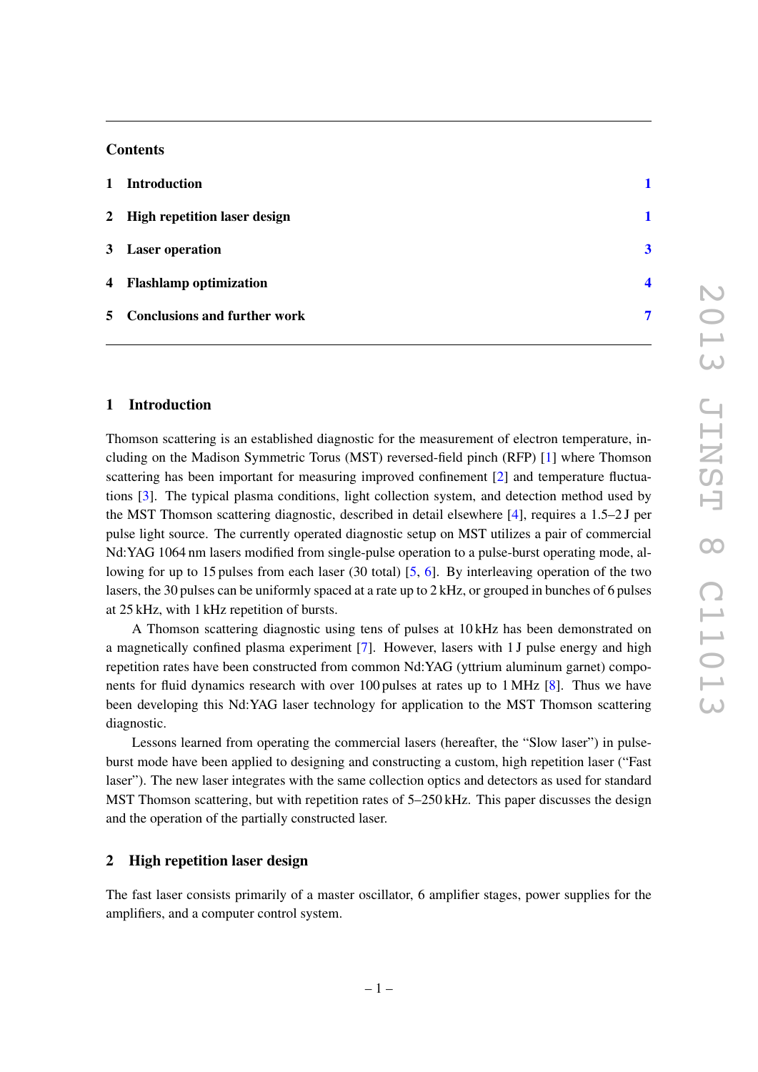## Contents

1 Introduction 1

2 High repetition laser design 1

3 Laser operation 3

4 Flashlamp optimization 4

5 Conclusions and further work 7

# 1 Introduction

Thomson scattering is an established diagnostic for the measurement of electron temperature, including on the Madison Symmetric Torus (MST) reversed-field pinch (RFP) [1] where Thomson scattering has been important for measuring improved confinement [2] and temperature fluctuations [3]. The typical plasma conditions, light collection system, and detection method used by the MST Thomson scattering diagnostic, described in detail elsewhere [4], requires a 1.5–2 J per pulse light source. The currently operated diagnostic setup on MST utilizes a pair of commercial Nd:YAG 1064 nm lasers modified from single-pulse operation to a pulse-burst operating mode, allowing for up to 15 pulses from each laser (30 total) [5, 6]. By interleaving operation of the two lasers, the 30 pulses can be uniformly spaced at a rate up to 2 kHz, or grouped in bunches of 6 pulses at 25 kHz, with 1 kHz repetition of bursts.

A Thomson scattering diagnostic using tens of pulses at 10 kHz has been demonstrated on a magnetically confined plasma experiment [7]. However, lasers with 1 J pulse energy and high repetition rates have been constructed from common Nd:YAG (yttrium aluminum garnet) components for fluid dynamics research with over 100 pulses at rates up to 1 MHz [8]. Thus we have been developing this Nd:YAG laser technology for application to the MST Thomson scattering diagnostic.

Lessons learned from operating the commercial lasers (hereafter, the "Slow laser") in pulse-burst mode have been applied to designing and constructing a custom, high repetition laser ("Fast laser"). The new laser integrates with the same collection optics and detectors as used for standard MST Thomson scattering, but with repetition rates of 5–250 kHz. This paper discusses the design and the operation of the partially constructed laser.

# 2 High repetition laser design

The fast laser consists primarily of a master oscillator, 6 amplifier stages, power supplies for the amplifiers, and a computer control system.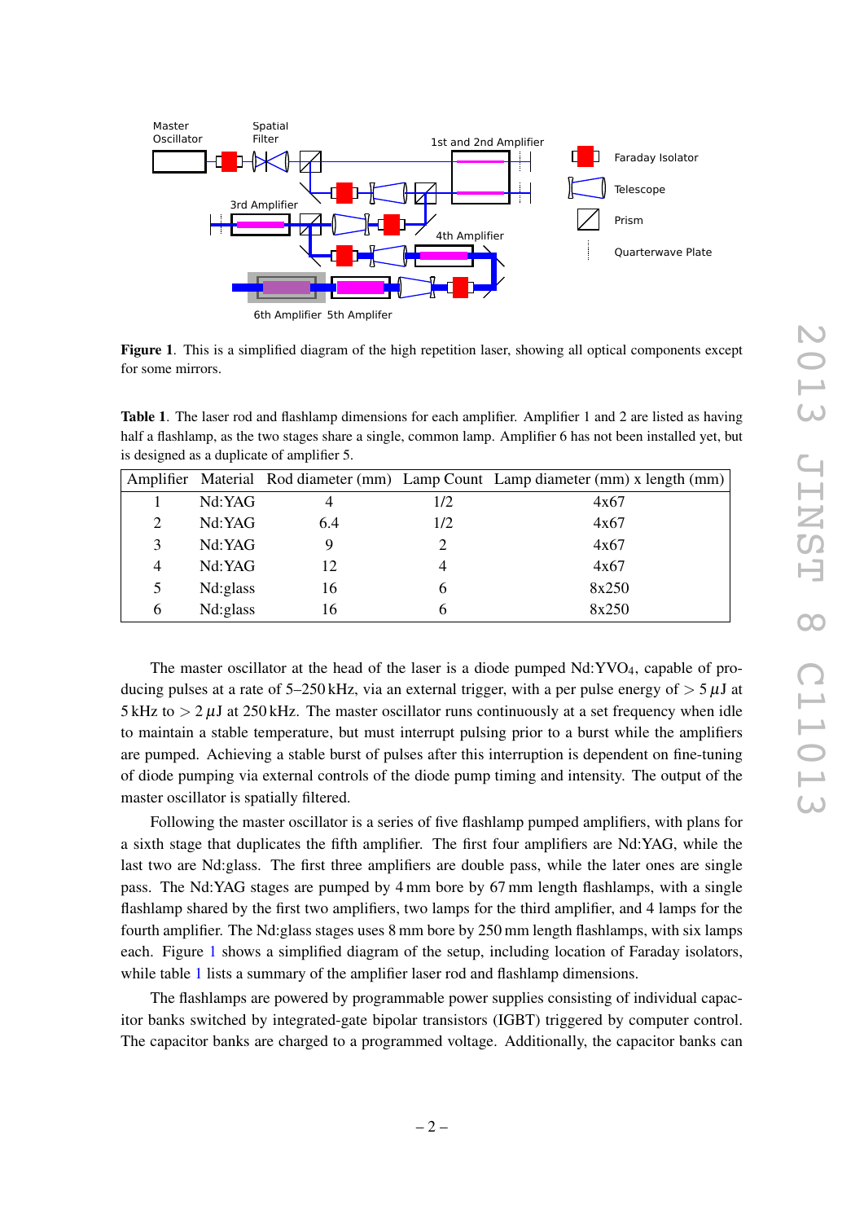**Figure 1**. This is a simplified diagram of the high repetition laser, showing all optical components except for some mirrors.

**Table 1**. The laser rod and flashlamp dimensions for each amplifier. Amplifier 1 and 2 are listed as having half a flashlamp, as the two stages share a single, common lamp. Amplifier 6 has not been installed yet, but is designed as a duplicate of amplifier 5.

| Amplifier | Material | Rod diameter (mm) | Lamp Count | Lamp diameter (mm) x length (mm) |
|---|---|---|---|---|
| 1 | Nd:YAG | 4 | 1/2 | 4x67 |
| 2 | Nd:YAG | 6.4 | 1/2 | 4x67 |
| 3 | Nd:YAG | 9 | 2 | 4x67 |
| 4 | Nd:YAG | 12 | 4 | 4x67 |
| 5 | Nd:glass | 16 | 6 | 8x250 |
| 6 | Nd:glass | 16 | 6 | 8x250 |

The master oscillator at the head of the laser is a diode pumped Nd:$YVO_4$, capable of producing pulses at a rate of 5–250 kHz, via an external trigger, with a per pulse energy of $> 5\,\mu$J at 5 kHz to $> 2\,\mu$J at 250 kHz. The master oscillator runs continuously at a set frequency when idle to maintain a stable temperature, but must interrupt pulsing prior to a burst while the amplifiers are pumped. Achieving a stable burst of pulses after this interruption is dependent on fine-tuning of diode pumping via external controls of the diode pump timing and intensity. The output of the master oscillator is spatially filtered.

Following the master oscillator is a series of five flashlamp pumped amplifiers, with plans for a sixth stage that duplicates the fifth amplifier. The first four amplifiers are Nd:YAG, while the last two are Nd:glass. The first three amplifiers are double pass, while the later ones are single pass. The Nd:YAG stages are pumped by 4 mm bore by 67 mm length flashlamps, with a single flashlamp shared by the first two amplifiers, two lamps for the third amplifier, and 4 lamps for the fourth amplifier. The Nd:glass stages uses 8 mm bore by 250 mm length flashlamps, with six lamps each. Figure 1 shows a simplified diagram of the setup, including location of Faraday isolators, while table 1 lists a summary of the amplifier laser rod and flashlamp dimensions.

The flashlamps are powered by programmable power supplies consisting of individual capacitor banks switched by integrated-gate bipolar transistors (IGBT) triggered by computer control. The capacitor banks are charged to a programmed voltage. Additionally, the capacitor banks can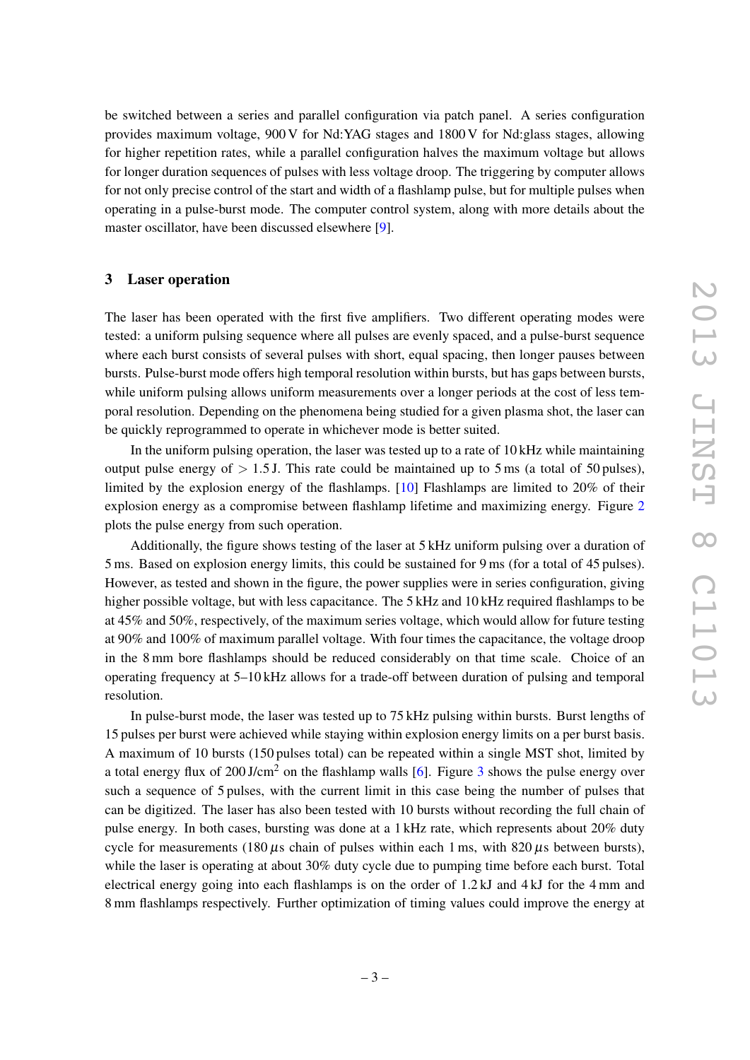be switched between a series and parallel configuration via patch panel. A series configuration provides maximum voltage, 900 V for Nd:YAG stages and 1800 V for Nd:glass stages, allowing for higher repetition rates, while a parallel configuration halves the maximum voltage but allows for longer duration sequences of pulses with less voltage droop. The triggering by computer allows for not only precise control of the start and width of a flashlamp pulse, but for multiple pulses when operating in a pulse-burst mode. The computer control system, along with more details about the master oscillator, have been discussed elsewhere [9].

## 3 Laser operation

The laser has been operated with the first five amplifiers. Two different operating modes were tested: a uniform pulsing sequence where all pulses are evenly spaced, and a pulse-burst sequence where each burst consists of several pulses with short, equal spacing, then longer pauses between bursts. Pulse-burst mode offers high temporal resolution within bursts, but has gaps between bursts, while uniform pulsing allows uniform measurements over a longer periods at the cost of less temporal resolution. Depending on the phenomena being studied for a given plasma shot, the laser can be quickly reprogrammed to operate in whichever mode is better suited.

In the uniform pulsing operation, the laser was tested up to a rate of 10 kHz while maintaining output pulse energy of $> 1.5$ J. This rate could be maintained up to 5 ms (a total of 50 pulses), limited by the explosion energy of the flashlamps. [10] Flashlamps are limited to 20% of their explosion energy as a compromise between flashlamp lifetime and maximizing energy. Figure 2 plots the pulse energy from such operation.

Additionally, the figure shows testing of the laser at 5 kHz uniform pulsing over a duration of 5 ms. Based on explosion energy limits, this could be sustained for 9 ms (for a total of 45 pulses). However, as tested and shown in the figure, the power supplies were in series configuration, giving higher possible voltage, but with less capacitance. The 5 kHz and 10 kHz required flashlamps to be at 45% and 50%, respectively, of the maximum series voltage, which would allow for future testing at 90% and 100% of maximum parallel voltage. With four times the capacitance, the voltage droop in the 8 mm bore flashlamps should be reduced considerably on that time scale. Choice of an operating frequency at 5–10 kHz allows for a trade-off between duration of pulsing and temporal resolution.

In pulse-burst mode, the laser was tested up to 75 kHz pulsing within bursts. Burst lengths of 15 pulses per burst were achieved while staying within explosion energy limits on a per burst basis. A maximum of 10 bursts (150 pulses total) can be repeated within a single MST shot, limited by a total energy flux of 200 J/cm$^2$ on the flashlamp walls [6]. Figure 3 shows the pulse energy over such a sequence of 5 pulses, with the current limit in this case being the number of pulses that can be digitized. The laser has also been tested with 10 bursts without recording the full chain of pulse energy. In both cases, bursting was done at a 1 kHz rate, which represents about 20% duty cycle for measurements (180 $\mu$s chain of pulses within each 1 ms, with 820 $\mu$s between bursts), while the laser is operating at about 30% duty cycle due to pumping time before each burst. Total electrical energy going into each flashlamps is on the order of 1.2 kJ and 4 kJ for the 4 mm and 8 mm flashlamps respectively. Further optimization of timing values could improve the energy at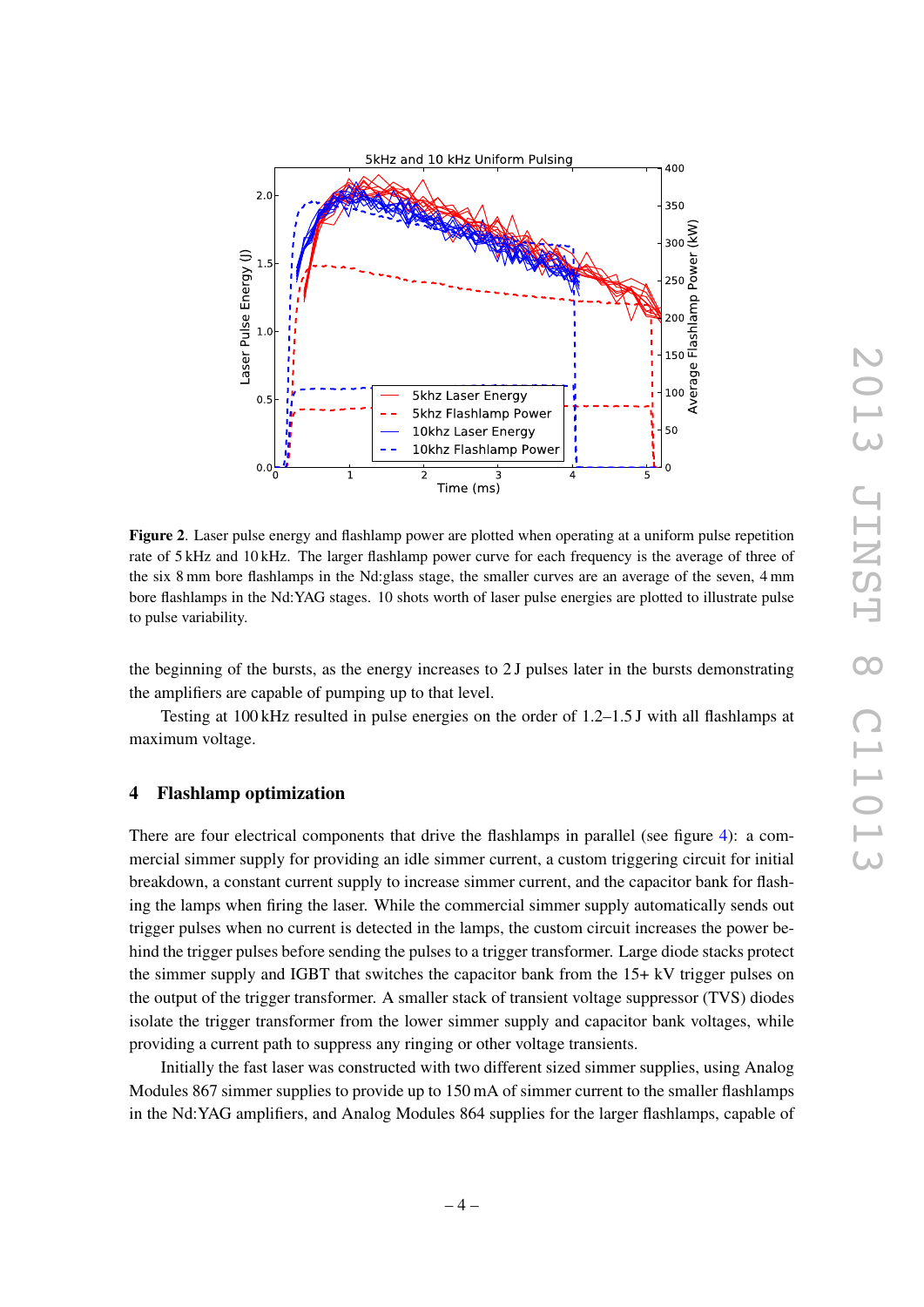**Figure 2**. Laser pulse energy and flashlamp power are plotted when operating at a uniform pulse repetition rate of 5 kHz and 10 kHz. The larger flashlamp power curve for each frequency is the average of three of the six 8 mm bore flashlamps in the Nd:glass stage, the smaller curves are an average of the seven, 4 mm bore flashlamps in the Nd:YAG stages. 10 shots worth of laser pulse energies are plotted to illustrate pulse to pulse variability.

the beginning of the bursts, as the energy increases to 2 J pulses later in the bursts demonstrating the amplifiers are capable of pumping up to that level.

Testing at 100 kHz resulted in pulse energies on the order of 1.2–1.5 J with all flashlamps at maximum voltage.

## 4 Flashlamp optimization

There are four electrical components that drive the flashlamps in parallel (see figure 4): a commercial simmer supply for providing an idle simmer current, a custom triggering circuit for initial breakdown, a constant current supply to increase simmer current, and the capacitor bank for flashing the lamps when firing the laser. While the commercial simmer supply automatically sends out trigger pulses when no current is detected in the lamps, the custom circuit increases the power behind the trigger pulses before sending the pulses to a trigger transformer. Large diode stacks protect the simmer supply and IGBT that switches the capacitor bank from the 15+ kV trigger pulses on the output of the trigger transformer. A smaller stack of transient voltage suppressor (TVS) diodes isolate the trigger transformer from the lower simmer supply and capacitor bank voltages, while providing a current path to suppress any ringing or other voltage transients.

Initially the fast laser was constructed with two different sized simmer supplies, using Analog Modules 867 simmer supplies to provide up to 150 mA of simmer current to the smaller flashlamps in the Nd:YAG amplifiers, and Analog Modules 864 supplies for the larger flashlamps, capable of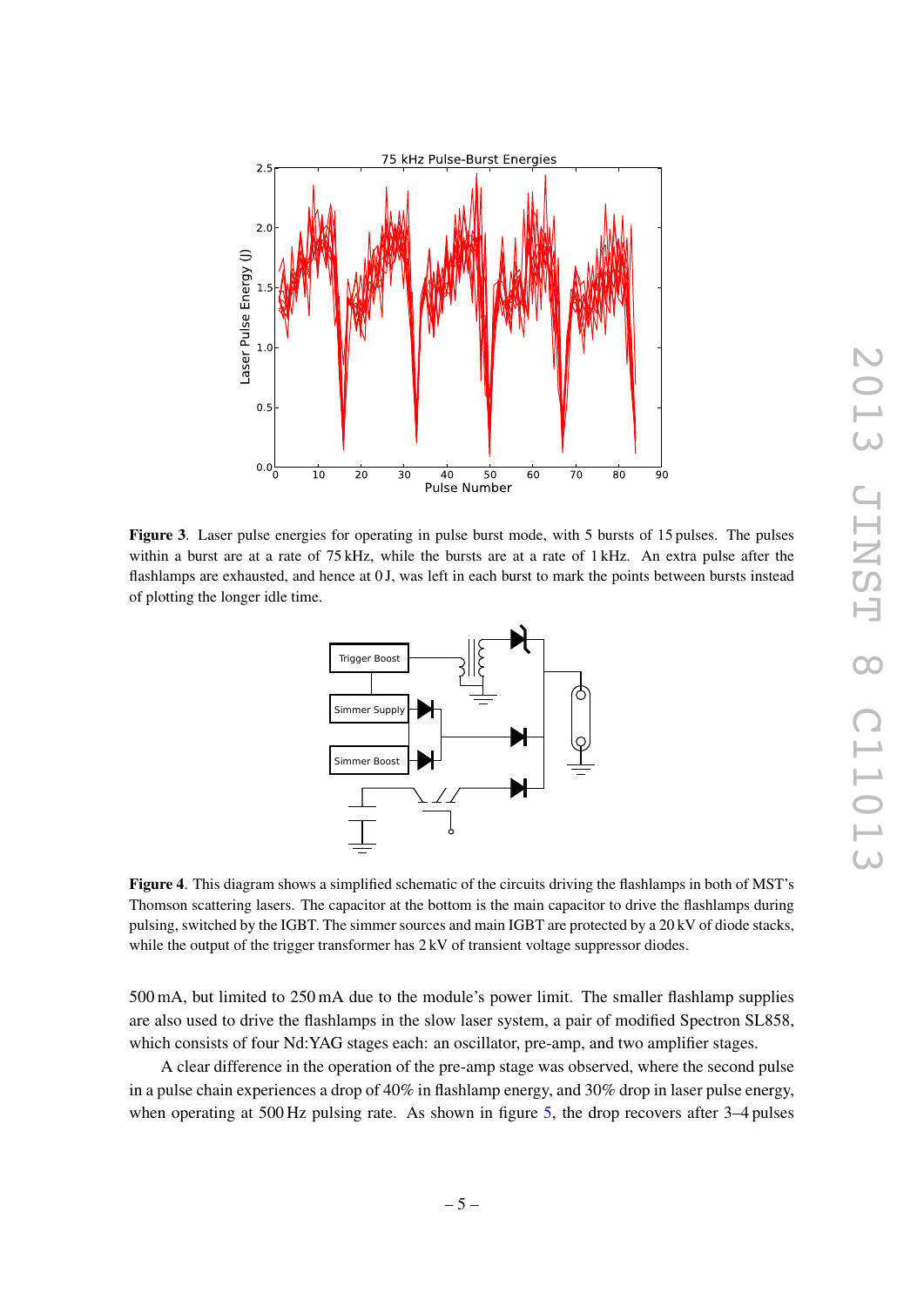**Figure 3.** Laser pulse energies for operating in pulse burst mode, with 5 bursts of 15 pulses. The pulses within a burst are at a rate of 75 kHz, while the bursts are at a rate of 1 kHz. An extra pulse after the flashlamps are exhausted, and hence at 0 J, was left in each burst to mark the points between bursts instead of plotting the longer idle time.

**Figure 4.** This diagram shows a simplified schematic of the circuits driving the flashlamps in both of MST's Thomson scattering lasers. The capacitor at the bottom is the main capacitor to drive the flashlamps during pulsing, switched by the IGBT. The simmer sources and main IGBT are protected by a 20 kV of diode stacks, while the output of the trigger transformer has 2 kV of transient voltage suppressor diodes.

500 mA, but limited to 250 mA due to the module's power limit. The smaller flashlamp supplies are also used to drive the flashlamps in the slow laser system, a pair of modified Spectron SL858, which consists of four Nd:YAG stages each: an oscillator, pre-amp, and two amplifier stages.

A clear difference in the operation of the pre-amp stage was observed, where the second pulse in a pulse chain experiences a drop of 40% in flashlamp energy, and 30% drop in laser pulse energy, when operating at 500 Hz pulsing rate. As shown in figure 5, the drop recovers after 3–4 pulses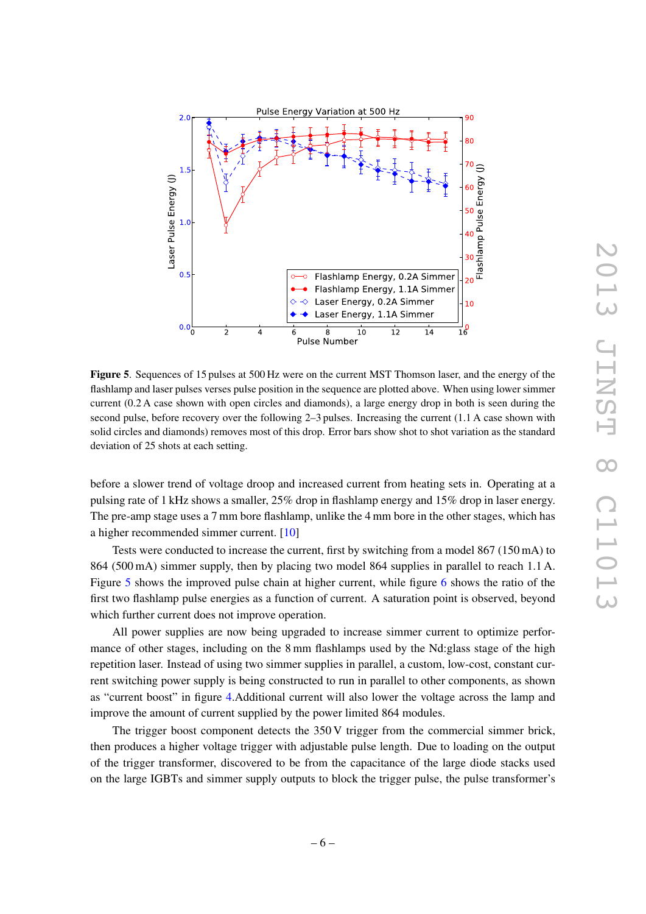**Figure 5**. Sequences of 15 pulses at 500 Hz were on the current MST Thomson laser, and the energy of the flashlamp and laser pulses verses pulse position in the sequence are plotted above. When using lower simmer current (0.2 A case shown with open circles and diamonds), a large energy drop in both is seen during the second pulse, before recovery over the following 2–3 pulses. Increasing the current (1.1 A case shown with solid circles and diamonds) removes most of this drop. Error bars show shot to shot variation as the standard deviation of 25 shots at each setting.

before a slower trend of voltage droop and increased current from heating sets in. Operating at a pulsing rate of 1 kHz shows a smaller, 25% drop in flashlamp energy and 15% drop in laser energy. The pre-amp stage uses a 7 mm bore flashlamp, unlike the 4 mm bore in the other stages, which has a higher recommended simmer current. [10]

Tests were conducted to increase the current, first by switching from a model 867 (150 mA) to 864 (500 mA) simmer supply, then by placing two model 864 supplies in parallel to reach 1.1 A. Figure 5 shows the improved pulse chain at higher current, while figure 6 shows the ratio of the first two flashlamp pulse energies as a function of current. A saturation point is observed, beyond which further current does not improve operation.

All power supplies are now being upgraded to increase simmer current to optimize performance of other stages, including on the 8 mm flashlamps used by the Nd:glass stage of the high repetition laser. Instead of using two simmer supplies in parallel, a custom, low-cost, constant current switching power supply is being constructed to run in parallel to other components, as shown as "current boost" in figure 4.Additional current will also lower the voltage across the lamp and improve the amount of current supplied by the power limited 864 modules.

The trigger boost component detects the 350 V trigger from the commercial simmer brick, then produces a higher voltage trigger with adjustable pulse length. Due to loading on the output of the trigger transformer, discovered to be from the capacitance of the large diode stacks used on the large IGBTs and simmer supply outputs to block the trigger pulse, the pulse transformer's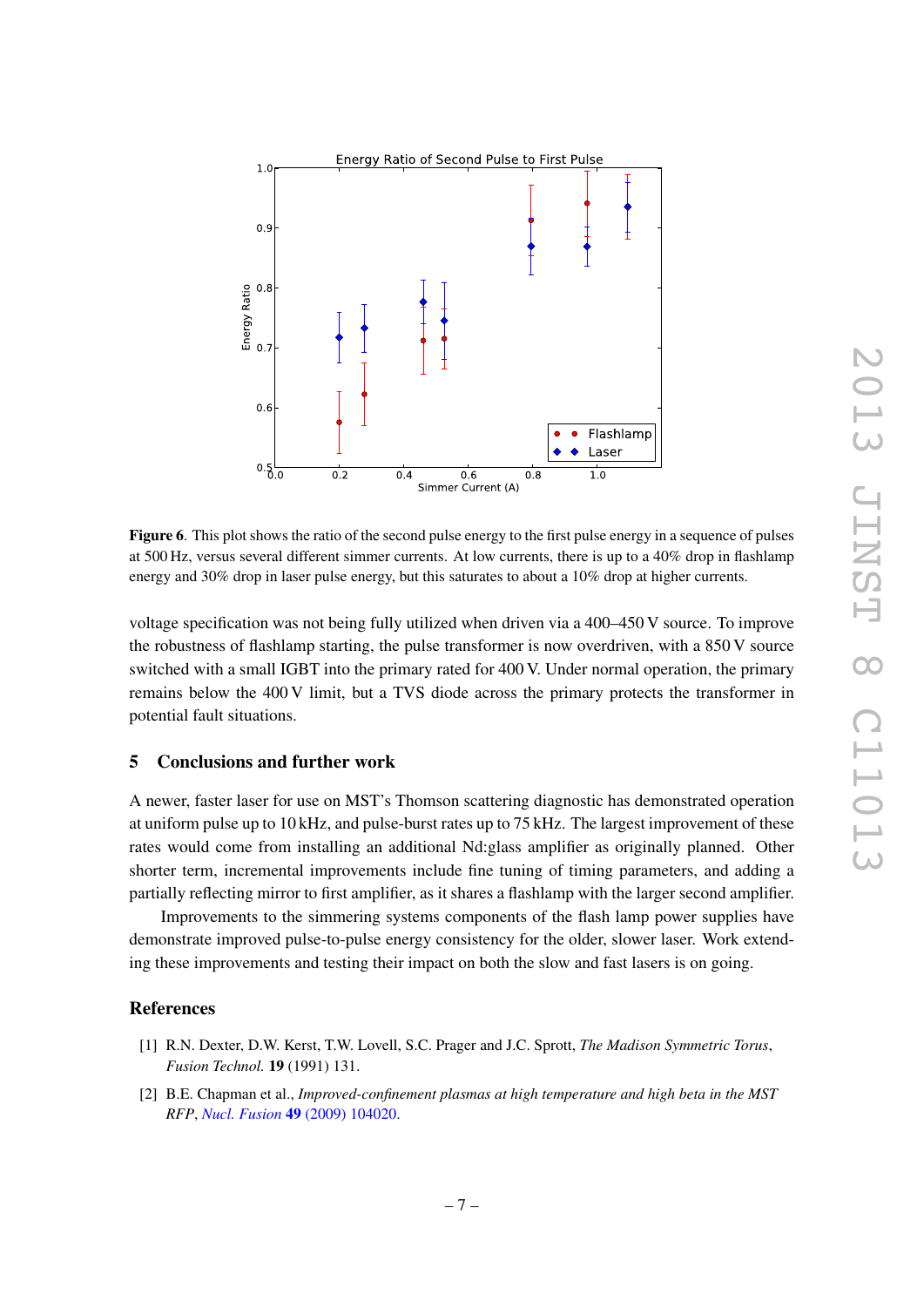**Figure 6**. This plot shows the ratio of the second pulse energy to the first pulse energy in a sequence of pulses at 500 Hz, versus several different simmer currents. At low currents, there is up to a 40% drop in flashlamp energy and 30% drop in laser pulse energy, but this saturates to about a 10% drop at higher currents.

voltage specification was not being fully utilized when driven via a 400–450 V source. To improve the robustness of flashlamp starting, the pulse transformer is now overdriven, with a 850 V source switched with a small IGBT into the primary rated for 400 V. Under normal operation, the primary remains below the 400 V limit, but a TVS diode across the primary protects the transformer in potential fault situations.

## 5 Conclusions and further work

A newer, faster laser for use on MST's Thomson scattering diagnostic has demonstrated operation at uniform pulse up to 10 kHz, and pulse-burst rates up to 75 kHz. The largest improvement of these rates would come from installing an additional Nd:glass amplifier as originally planned. Other shorter term, incremental improvements include fine tuning of timing parameters, and adding a partially reflecting mirror to first amplifier, as it shares a flashlamp with the larger second amplifier.

Improvements to the simmering systems components of the flash lamp power supplies have demonstrate improved pulse-to-pulse energy consistency for the older, slower laser. Work extending these improvements and testing their impact on both the slow and fast lasers is on going.

## References

[1] R.N. Dexter, D.W. Kerst, T.W. Lovell, S.C. Prager and J.C. Sprott, *The Madison Symmetric Torus*, *Fusion Technol.* **19** (1991) 131.

[2] B.E. Chapman et al., *Improved-confinement plasmas at high temperature and high beta in the MST RFP*, *Nucl. Fusion* **49** (2009) 104020.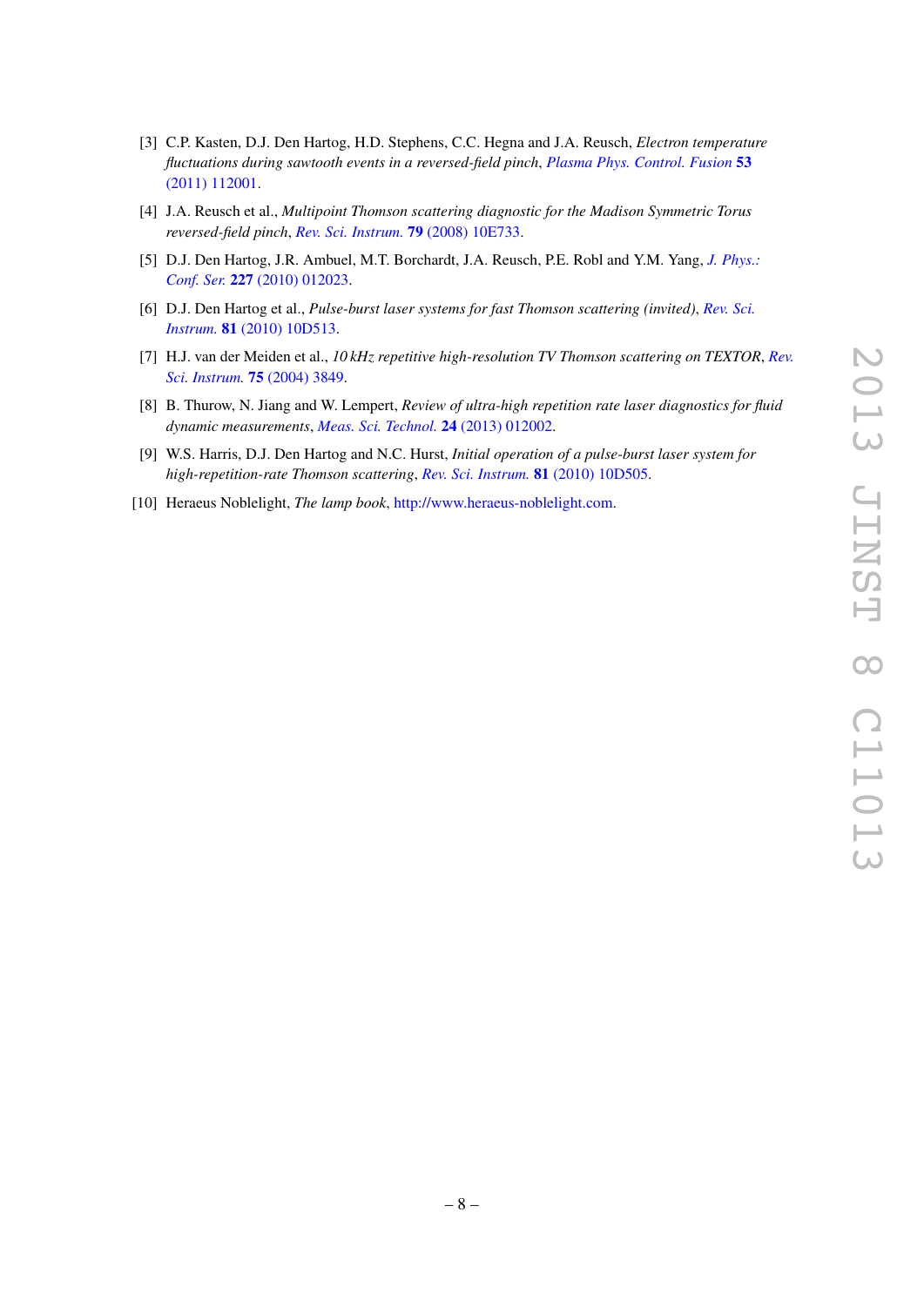[3] C.P. Kasten, D.J. Den Hartog, H.D. Stephens, C.C. Hegna and J.A. Reusch, *Electron temperature fluctuations during sawtooth events in a reversed-field pinch*, *Plasma Phys. Control. Fusion* **53** (2011) 112001.

[4] J.A. Reusch et al., *Multipoint Thomson scattering diagnostic for the Madison Symmetric Torus reversed-field pinch*, *Rev. Sci. Instrum.* **79** (2008) 10E733.

[5] D.J. Den Hartog, J.R. Ambuel, M.T. Borchardt, J.A. Reusch, P.E. Robl and Y.M. Yang, *J. Phys.: Conf. Ser.* **227** (2010) 012023.

[6] D.J. Den Hartog et al., *Pulse-burst laser systems for fast Thomson scattering (invited)*, *Rev. Sci. Instrum.* **81** (2010) 10D513.

[7] H.J. van der Meiden et al., *10 kHz repetitive high-resolution TV Thomson scattering on TEXTOR*, *Rev. Sci. Instrum.* **75** (2004) 3849.

[8] B. Thurow, N. Jiang and W. Lempert, *Review of ultra-high repetition rate laser diagnostics for fluid dynamic measurements*, *Meas. Sci. Technol.* **24** (2013) 012002.

[9] W.S. Harris, D.J. Den Hartog and N.C. Hurst, *Initial operation of a pulse-burst laser system for high-repetition-rate Thomson scattering*, *Rev. Sci. Instrum.* **81** (2010) 10D505.

[10] Heraeus Noblelight, *The lamp book*, http://www.heraeus-noblelight.com.